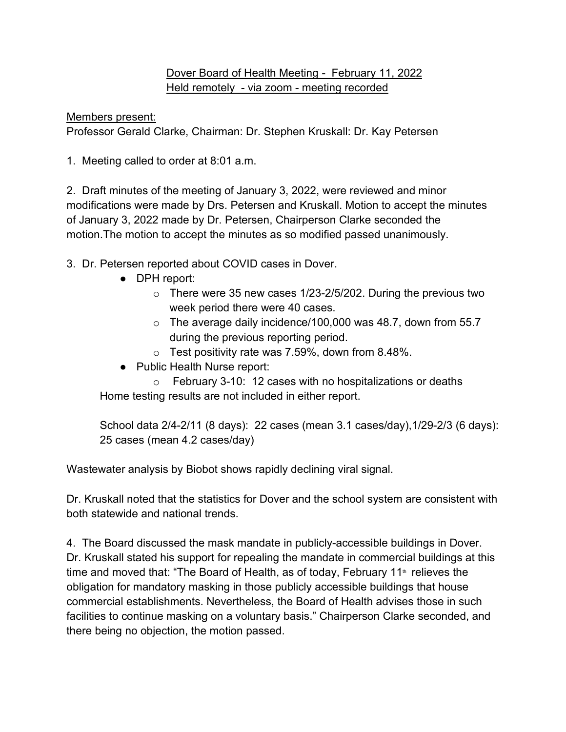Dover Board of Health Meeting - February 11, 2022
Held remotely - via zoom - meeting recorded

Members present:
Professor Gerald Clarke, Chairman: Dr. Stephen Kruskall: Dr. Kay Petersen

1. Meeting called to order at 8:01 a.m.

2. Draft minutes of the meeting of January 3, 2022, were reviewed and minor modifications were made by Drs. Petersen and Kruskall. Motion to accept the minutes of January 3, 2022 made by Dr. Petersen, Chairperson Clarke seconded the motion.The motion to accept the minutes as so modified passed unanimously.

3. Dr. Petersen reported about COVID cases in Dover.
   - DPH report:
     - There were 35 new cases 1/23-2/5/202. During the previous two week period there were 40 cases.
     - The average daily incidence/100,000 was 48.7, down from 55.7 during the previous reporting period.
     - Test positivity rate was 7.59%, down from 8.48%.
   - Public Health Nurse report:
     - February 3-10: 12 cases with no hospitalizations or deaths

   Home testing results are not included in either report.

   School data 2/4-2/11 (8 days): 22 cases (mean 3.1 cases/day),1/29-2/3 (6 days): 25 cases (mean 4.2 cases/day)

Wastewater analysis by Biobot shows rapidly declining viral signal.

Dr. Kruskall noted that the statistics for Dover and the school system are consistent with both statewide and national trends.

4. The Board discussed the mask mandate in publicly-accessible buildings in Dover. Dr. Kruskall stated his support for repealing the mandate in commercial buildings at this time and moved that: "The Board of Health, as of today, February 11th relieves the obligation for mandatory masking in those publicly accessible buildings that house commercial establishments. Nevertheless, the Board of Health advises those in such facilities to continue masking on a voluntary basis." Chairperson Clarke seconded, and there being no objection, the motion passed.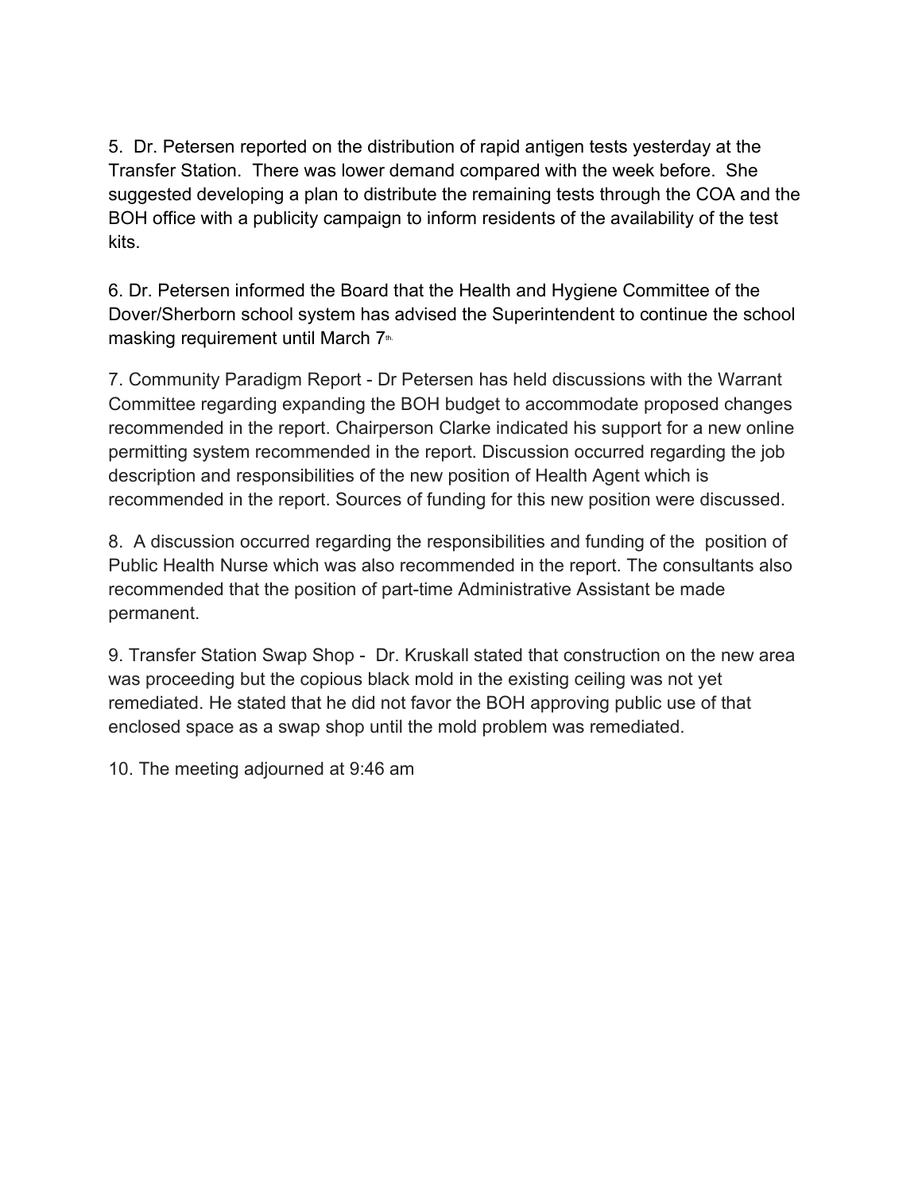5. Dr. Petersen reported on the distribution of rapid antigen tests yesterday at the Transfer Station. There was lower demand compared with the week before. She suggested developing a plan to distribute the remaining tests through the COA and the BOH office with a publicity campaign to inform residents of the availability of the test kits.

6. Dr. Petersen informed the Board that the Health and Hygiene Committee of the Dover/Sherborn school system has advised the Superintendent to continue the school masking requirement until March 7th.

7. Community Paradigm Report - Dr Petersen has held discussions with the Warrant Committee regarding expanding the BOH budget to accommodate proposed changes recommended in the report. Chairperson Clarke indicated his support for a new online permitting system recommended in the report. Discussion occurred regarding the job description and responsibilities of the new position of Health Agent which is recommended in the report. Sources of funding for this new position were discussed.

8. A discussion occurred regarding the responsibilities and funding of the position of Public Health Nurse which was also recommended in the report. The consultants also recommended that the position of part-time Administrative Assistant be made permanent.

9. Transfer Station Swap Shop - Dr. Kruskall stated that construction on the new area was proceeding but the copious black mold in the existing ceiling was not yet remediated. He stated that he did not favor the BOH approving public use of that enclosed space as a swap shop until the mold problem was remediated.

10. The meeting adjourned at 9:46 am